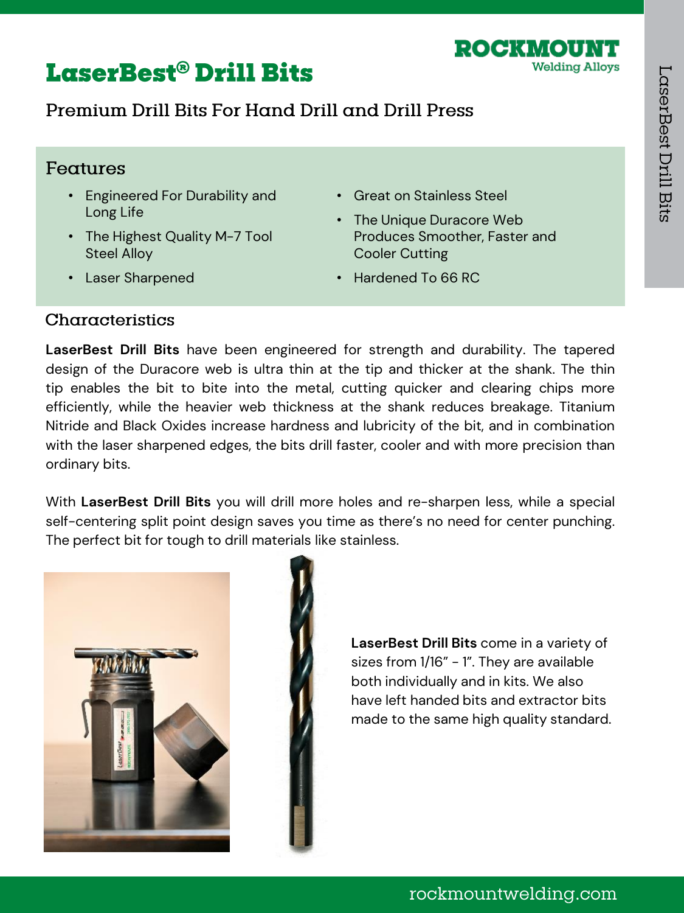# LaserBest® Drill Bits

ROCKMOUNT
Welding Alloys

## Premium Drill Bits For Hand Drill and Drill Press

### Features

- Engineered For Durability and Long Life
- The Highest Quality M-7 Tool Steel Alloy
- Laser Sharpened
- Great on Stainless Steel
- The Unique Duracore Web Produces Smoother, Faster and Cooler Cutting
- Hardened To 66 RC

### Characteristics

**LaserBest Drill Bits** have been engineered for strength and durability. The tapered design of the Duracore web is ultra thin at the tip and thicker at the shank. The thin tip enables the bit to bite into the metal, cutting quicker and clearing chips more efficiently, while the heavier web thickness at the shank reduces breakage. Titanium Nitride and Black Oxides increase hardness and lubricity of the bit, and in combination with the laser sharpened edges, the bits drill faster, cooler and with more precision than ordinary bits.

With **LaserBest Drill Bits** you will drill more holes and re-sharpen less, while a special self-centering split point design saves you time as there's no need for center punching. The perfect bit for tough to drill materials like stainless.

**LaserBest Drill Bits** come in a variety of sizes from 1/16" - 1". They are available both individually and in kits. We also have left handed bits and extractor bits made to the same high quality standard.

rockmountwelding.com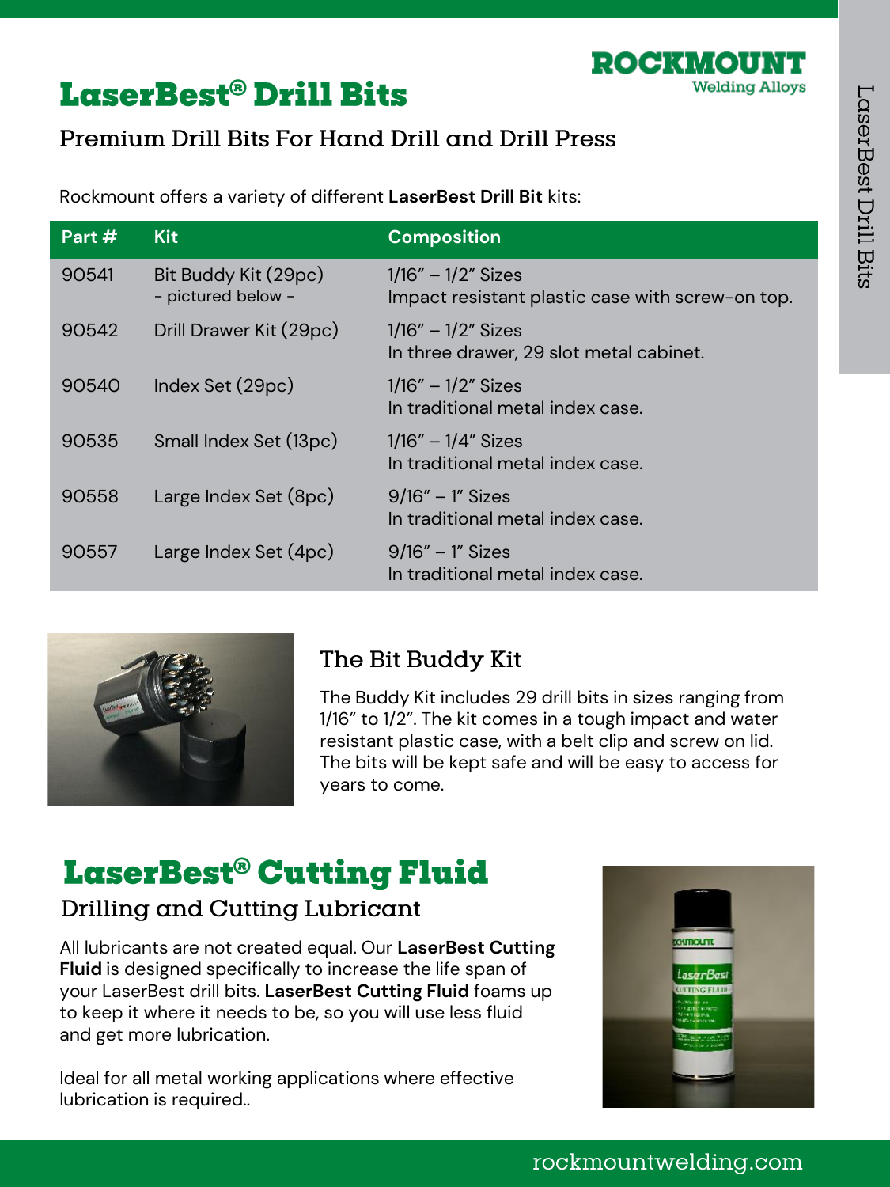# LaserBest® Drill Bits

## Premium Drill Bits For Hand Drill and Drill Press

Rockmount offers a variety of different **LaserBest Drill Bit** kits:

| Part # | Kit | Composition |
|---|---|---|
| 90541 | Bit Buddy Kit (29pc) - pictured below - | 1/16" – 1/2" Sizes Impact resistant plastic case with screw-on top. |
| 90542 | Drill Drawer Kit (29pc) | 1/16" – 1/2" Sizes In three drawer, 29 slot metal cabinet. |
| 90540 | Index Set (29pc) | 1/16" – 1/2" Sizes In traditional metal index case. |
| 90535 | Small Index Set (13pc) | 1/16" – 1/4" Sizes In traditional metal index case. |
| 90558 | Large Index Set (8pc) | 9/16" – 1" Sizes In traditional metal index case. |
| 90557 | Large Index Set (4pc) | 9/16" – 1" Sizes In traditional metal index case. |

### The Bit Buddy Kit

The Buddy Kit includes 29 drill bits in sizes ranging from 1/16" to 1/2". The kit comes in a tough impact and water resistant plastic case, with a belt clip and screw on lid. The bits will be kept safe and will be easy to access for years to come.

# LaserBest® Cutting Fluid

## Drilling and Cutting Lubricant

All lubricants are not created equal. Our **LaserBest Cutting Fluid** is designed specifically to increase the life span of your LaserBest drill bits. **LaserBest Cutting Fluid** foams up to keep it where it needs to be, so you will use less fluid and get more lubrication.

Ideal for all metal working applications where effective lubrication is required..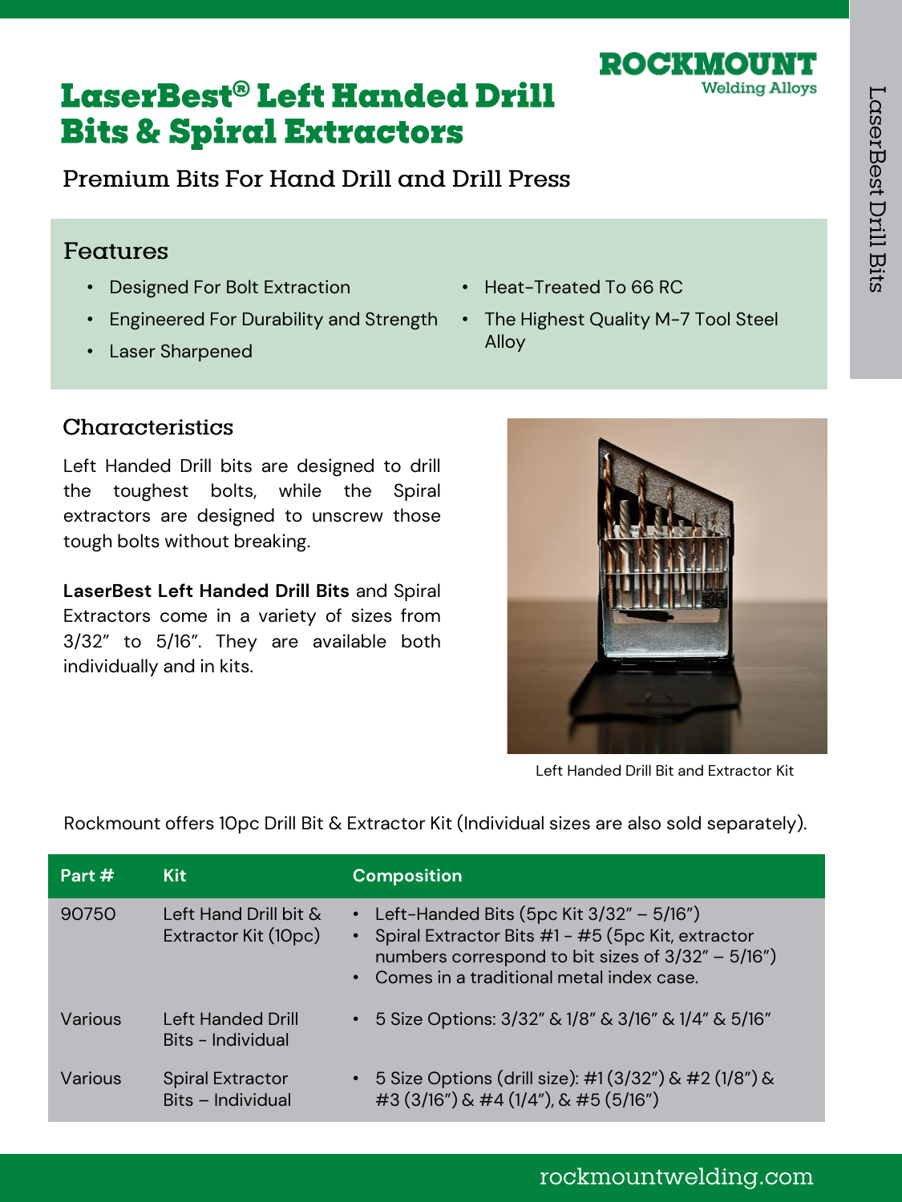# LaserBest® Left Handed Drill Bits & Spiral Extractors

ROCKMOUNT
Welding Alloys

Premium Bits For Hand Drill and Drill Press

## Features

- Designed For Bolt Extraction
- Engineered For Durability and Strength
- Laser Sharpened
- Heat-Treated To 66 RC
- The Highest Quality M-7 Tool Steel Alloy

## Characteristics

Left Handed Drill bits are designed to drill the toughest bolts, while the Spiral extractors are designed to unscrew those tough bolts without breaking.

**LaserBest Left Handed Drill Bits** and Spiral Extractors come in a variety of sizes from 3/32" to 5/16". They are available both individually and in kits.

Left Handed Drill Bit and Extractor Kit

Rockmount offers 10pc Drill Bit & Extractor Kit (Individual sizes are also sold separately).

| Part # | Kit | Composition |
|---|---|---|
| 90750 | Left Hand Drill bit & Extractor Kit (10pc) | • Left-Handed Bits (5pc Kit 3/32" – 5/16")<br>• Spiral Extractor Bits #1 - #5 (5pc Kit, extractor numbers correspond to bit sizes of 3/32" – 5/16")<br>• Comes in a traditional metal index case. |
| Various | Left Handed Drill Bits - Individual | • 5 Size Options: 3/32" & 1/8" & 3/16" & 1/4" & 5/16" |
| Various | Spiral Extractor Bits – Individual | • 5 Size Options (drill size): #1 (3/32") & #2 (1/8") & #3 (3/16") & #4 (1/4"), & #5 (5/16") |

rockmountwelding.com